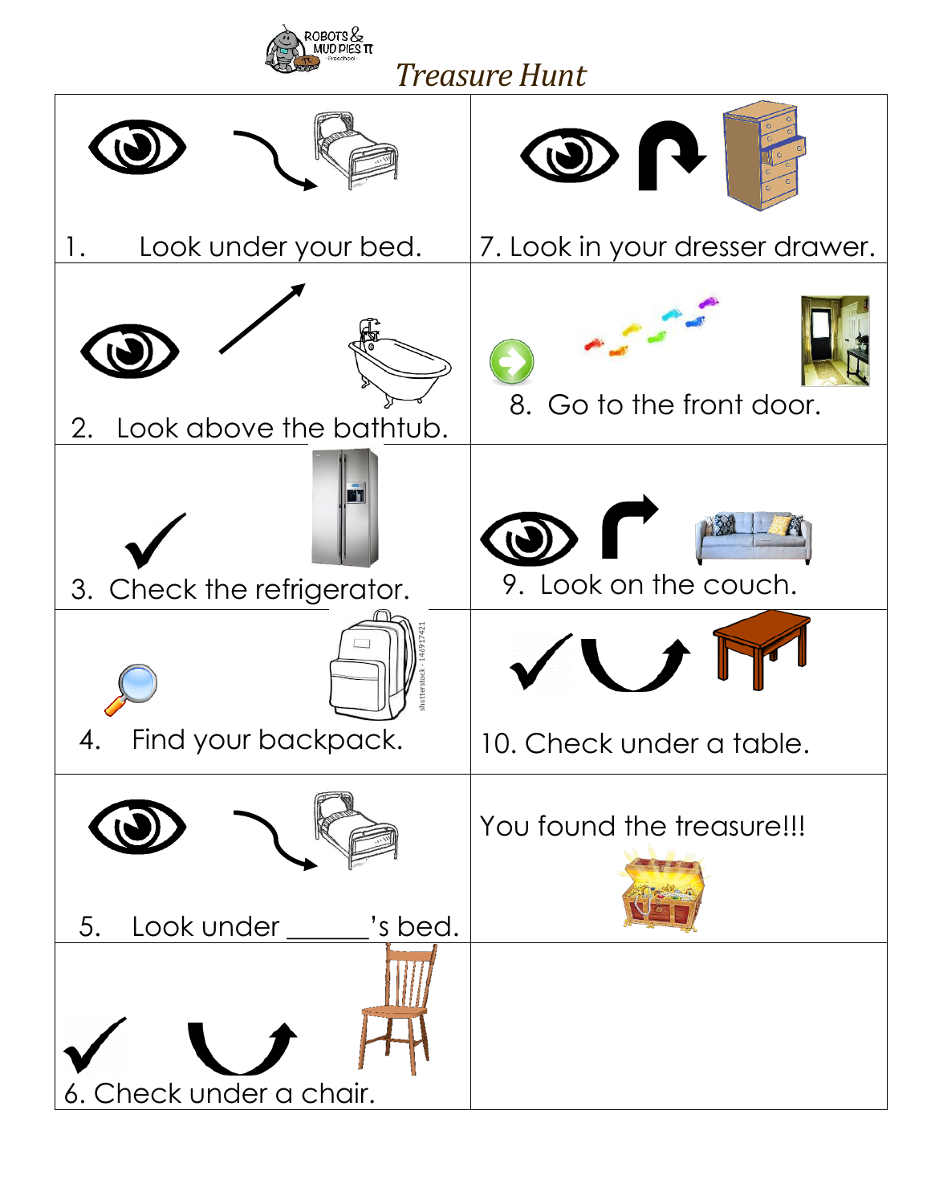ROBOTS & MUD PIES

Preschool

# Treasure Hunt

| | |
|---|---|
| 1. Look under your bed. | 7. Look in your dresser drawer. |
| 2. Look above the bathtub. | 8. Go to the front door. |
| 3. Check the refrigerator. | 9. Look on the couch. |
| 4. Find your backpack. | 10. Check under a table. |
| 5. Look under ______'s bed. | You found the treasure!!! |
| 6. Check under a chair. | |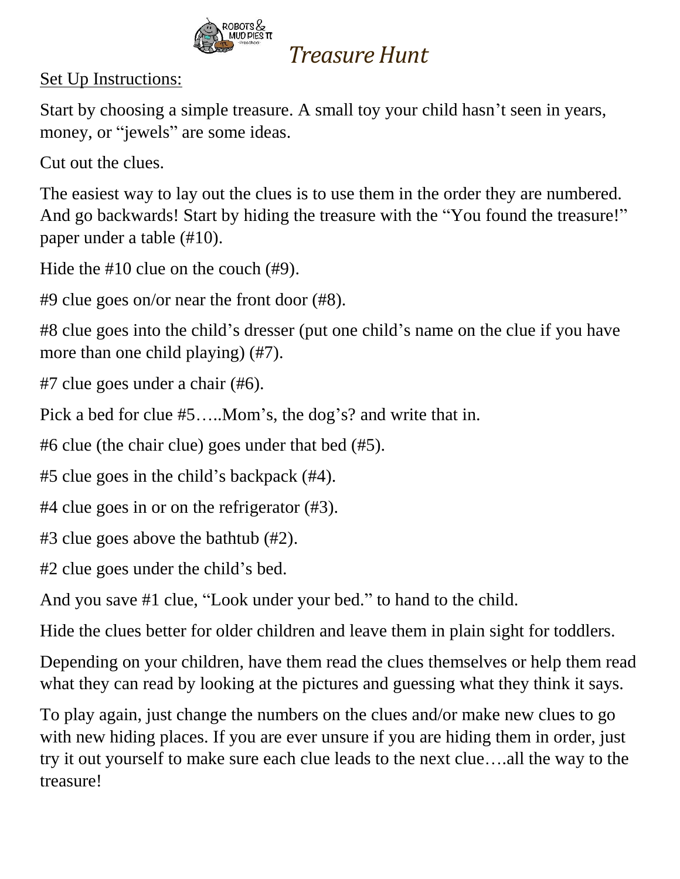# Treasure Hunt

Set Up Instructions:

Start by choosing a simple treasure. A small toy your child hasn't seen in years, money, or "jewels" are some ideas.

Cut out the clues.

The easiest way to lay out the clues is to use them in the order they are numbered. And go backwards! Start by hiding the treasure with the "You found the treasure!" paper under a table (#10).

Hide the #10 clue on the couch (#9).

#9 clue goes on/or near the front door (#8).

#8 clue goes into the child's dresser (put one child's name on the clue if you have more than one child playing) (#7).

#7 clue goes under a chair (#6).

Pick a bed for clue #5…..Mom's, the dog's? and write that in.

#6 clue (the chair clue) goes under that bed (#5).

#5 clue goes in the child's backpack (#4).

#4 clue goes in or on the refrigerator (#3).

#3 clue goes above the bathtub (#2).

#2 clue goes under the child's bed.

And you save #1 clue, "Look under your bed." to hand to the child.

Hide the clues better for older children and leave them in plain sight for toddlers.

Depending on your children, have them read the clues themselves or help them read what they can read by looking at the pictures and guessing what they think it says.

To play again, just change the numbers on the clues and/or make new clues to go with new hiding places. If you are ever unsure if you are hiding them in order, just try it out yourself to make sure each clue leads to the next clue….all the way to the treasure!